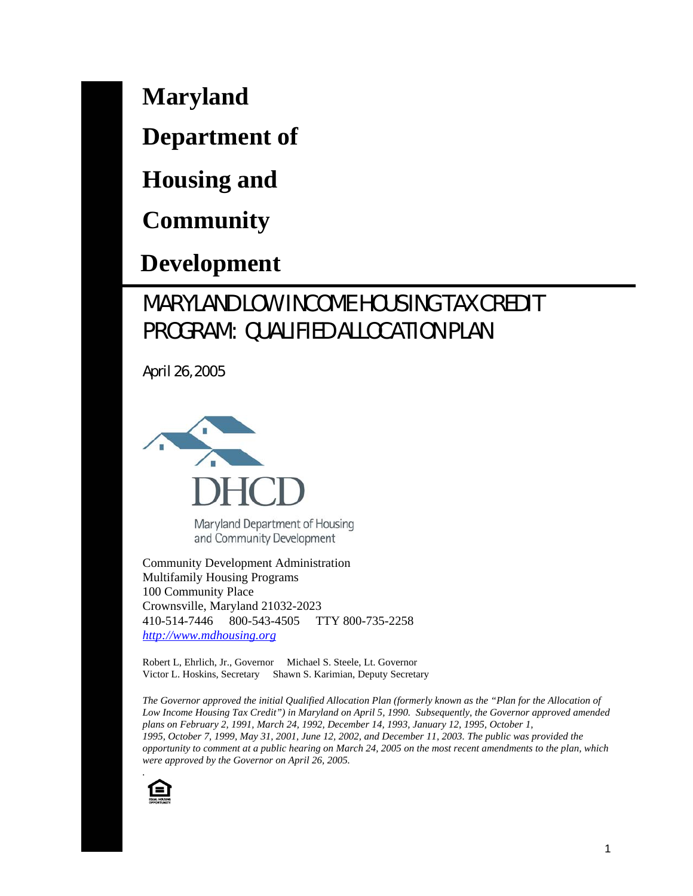# Maryland Department of Housing and Community Development

## MARYLAND LOW INCOME HOUSING TAX CREDIT PROGRAM: QUALIFIED ALLOCATION PLAN

April 26, 2005

DHCD

Maryland Department of Housing and Community Development

Community Development Administration
Multifamily Housing Programs
100 Community Place
Crownsville, Maryland 21032-2023
410-514-7446 800-543-4505 TTY 800-735-2258
http://www.mdhousing.org

Robert L, Ehrlich, Jr., Governor Michael S. Steele, Lt. Governor
Victor L. Hoskins, Secretary Shawn S. Karimian, Deputy Secretary

*The Governor approved the initial Qualified Allocation Plan (formerly known as the "Plan for the Allocation of Low Income Housing Tax Credit") in Maryland on April 5, 1990. Subsequently, the Governor approved amended plans on February 2, 1991, March 24, 1992, December 14, 1993, January 12, 1995, October 1, 1995, October 7, 1999, May 31, 2001, June 12, 2002, and December 11, 2003. The public was provided the opportunity to comment at a public hearing on March 24, 2005 on the most recent amendments to the plan, which were approved by the Governor on April 26, 2005.*

.

EQUAL HOUSING OPPORTUNITY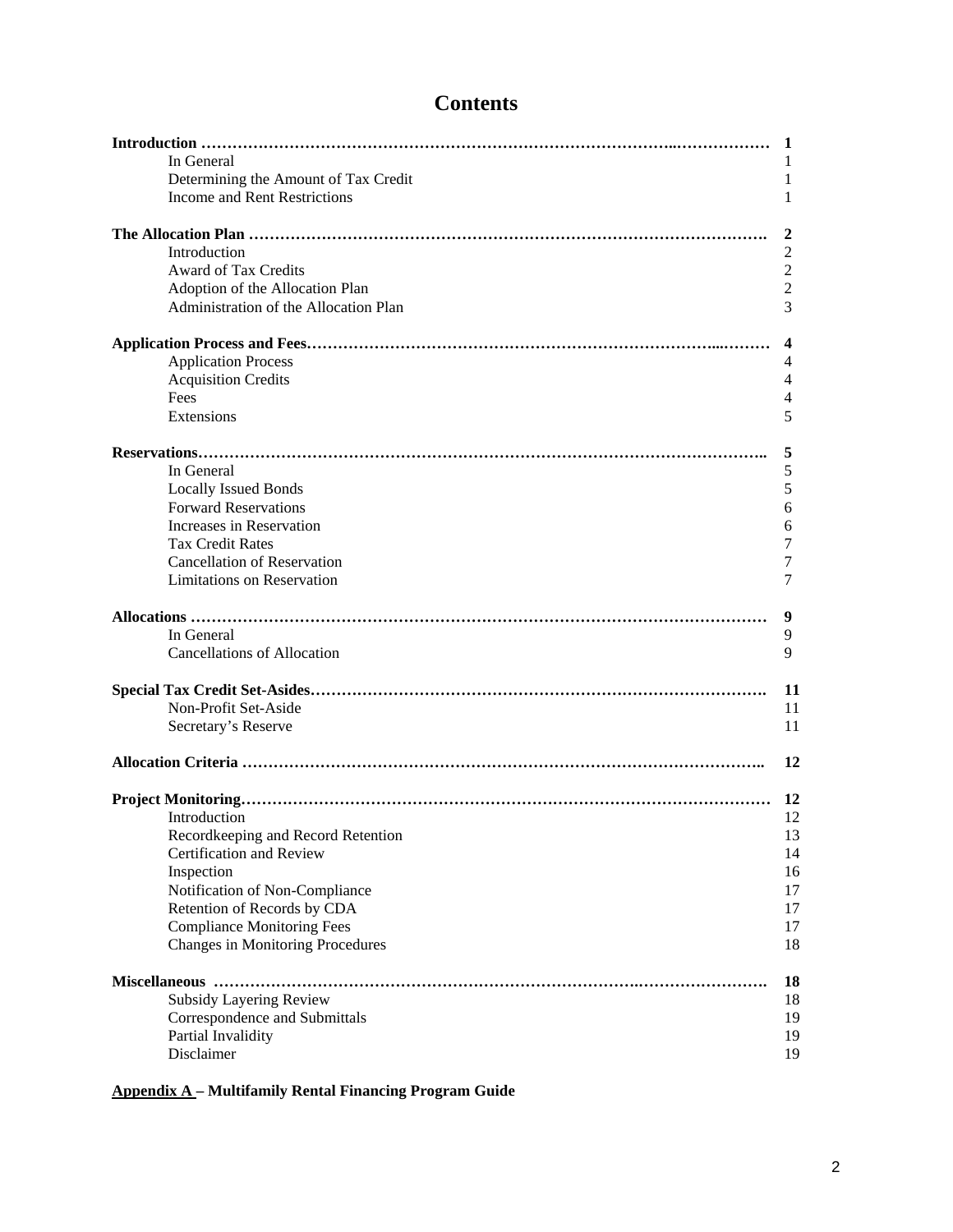# Contents

| | |
|---|---|
| **Introduction** | **1** |
| In General | 1 |
| Determining the Amount of Tax Credit | 1 |
| Income and Rent Restrictions | 1 |
| **The Allocation Plan** | **2** |
| Introduction | 2 |
| Award of Tax Credits | 2 |
| Adoption of the Allocation Plan | 2 |
| Administration of the Allocation Plan | 3 |
| **Application Process and Fees** | **4** |
| Application Process | 4 |
| Acquisition Credits | 4 |
| Fees | 4 |
| Extensions | 5 |
| **Reservations** | **5** |
| In General | 5 |
| Locally Issued Bonds | 5 |
| Forward Reservations | 6 |
| Increases in Reservation | 6 |
| Tax Credit Rates | 7 |
| Cancellation of Reservation | 7 |
| Limitations on Reservation | 7 |
| **Allocations** | **9** |
| In General | 9 |
| Cancellations of Allocation | 9 |
| **Special Tax Credit Set-Asides** | **11** |
| Non-Profit Set-Aside | 11 |
| Secretary's Reserve | 11 |
| **Allocation Criteria** | **12** |
| **Project Monitoring** | **12** |
| Introduction | 12 |
| Recordkeeping and Record Retention | 13 |
| Certification and Review | 14 |
| Inspection | 16 |
| Notification of Non-Compliance | 17 |
| Retention of Records by CDA | 17 |
| Compliance Monitoring Fees | 17 |
| Changes in Monitoring Procedures | 18 |
| **Miscellaneous** | **18** |
| Subsidy Layering Review | 18 |
| Correspondence and Submittals | 19 |
| Partial Invalidity | 19 |
| Disclaimer | 19 |

**Appendix A – Multifamily Rental Financing Program Guide**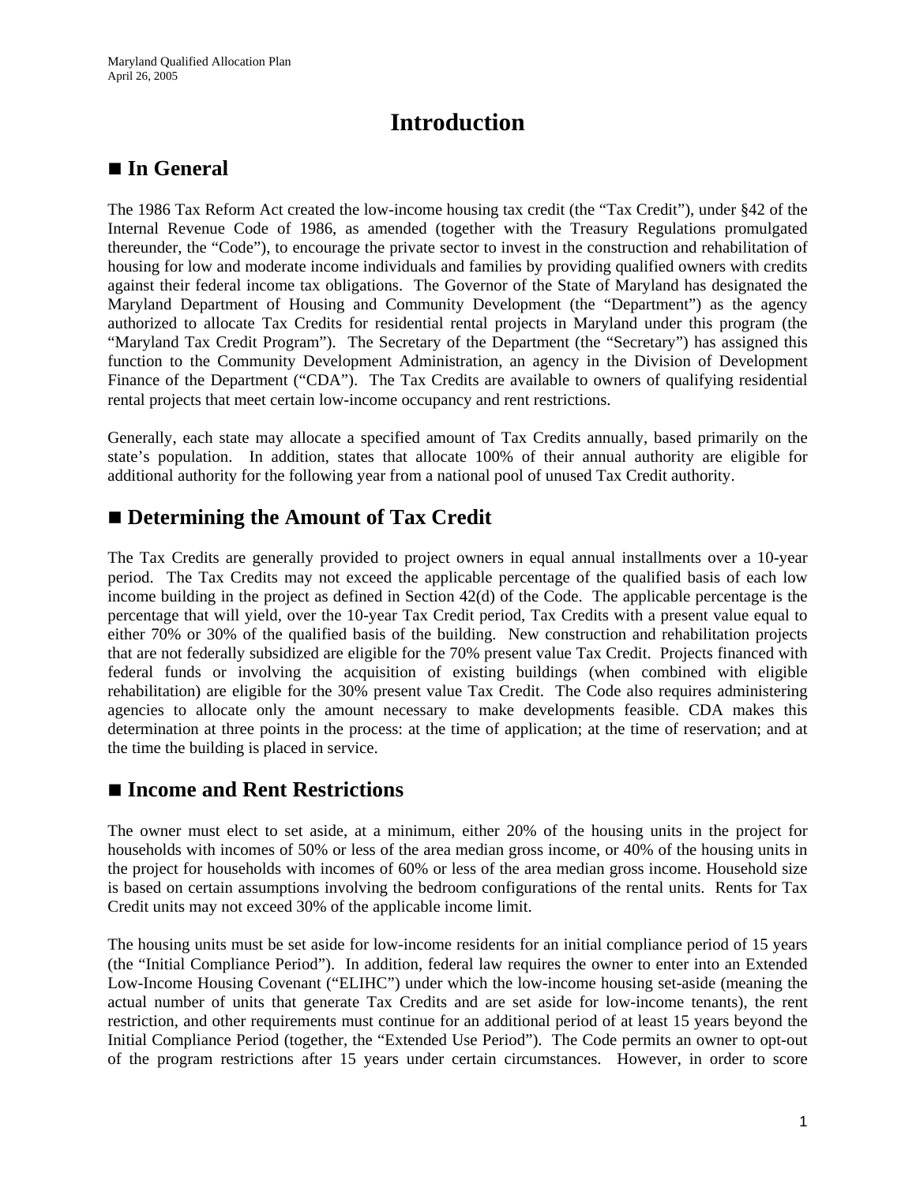# Introduction

## ■ In General

The 1986 Tax Reform Act created the low-income housing tax credit (the "Tax Credit"), under §42 of the Internal Revenue Code of 1986, as amended (together with the Treasury Regulations promulgated thereunder, the "Code"), to encourage the private sector to invest in the construction and rehabilitation of housing for low and moderate income individuals and families by providing qualified owners with credits against their federal income tax obligations. The Governor of the State of Maryland has designated the Maryland Department of Housing and Community Development (the "Department") as the agency authorized to allocate Tax Credits for residential rental projects in Maryland under this program (the "Maryland Tax Credit Program"). The Secretary of the Department (the "Secretary") has assigned this function to the Community Development Administration, an agency in the Division of Development Finance of the Department ("CDA"). The Tax Credits are available to owners of qualifying residential rental projects that meet certain low-income occupancy and rent restrictions.

Generally, each state may allocate a specified amount of Tax Credits annually, based primarily on the state's population. In addition, states that allocate 100% of their annual authority are eligible for additional authority for the following year from a national pool of unused Tax Credit authority.

## ■ Determining the Amount of Tax Credit

The Tax Credits are generally provided to project owners in equal annual installments over a 10-year period. The Tax Credits may not exceed the applicable percentage of the qualified basis of each low income building in the project as defined in Section 42(d) of the Code. The applicable percentage is the percentage that will yield, over the 10-year Tax Credit period, Tax Credits with a present value equal to either 70% or 30% of the qualified basis of the building. New construction and rehabilitation projects that are not federally subsidized are eligible for the 70% present value Tax Credit. Projects financed with federal funds or involving the acquisition of existing buildings (when combined with eligible rehabilitation) are eligible for the 30% present value Tax Credit. The Code also requires administering agencies to allocate only the amount necessary to make developments feasible. CDA makes this determination at three points in the process: at the time of application; at the time of reservation; and at the time the building is placed in service.

## ■ Income and Rent Restrictions

The owner must elect to set aside, at a minimum, either 20% of the housing units in the project for households with incomes of 50% or less of the area median gross income, or 40% of the housing units in the project for households with incomes of 60% or less of the area median gross income. Household size is based on certain assumptions involving the bedroom configurations of the rental units. Rents for Tax Credit units may not exceed 30% of the applicable income limit.

The housing units must be set aside for low-income residents for an initial compliance period of 15 years (the "Initial Compliance Period"). In addition, federal law requires the owner to enter into an Extended Low-Income Housing Covenant ("ELIHC") under which the low-income housing set-aside (meaning the actual number of units that generate Tax Credits and are set aside for low-income tenants), the rent restriction, and other requirements must continue for an additional period of at least 15 years beyond the Initial Compliance Period (together, the "Extended Use Period"). The Code permits an owner to opt-out of the program restrictions after 15 years under certain circumstances. However, in order to score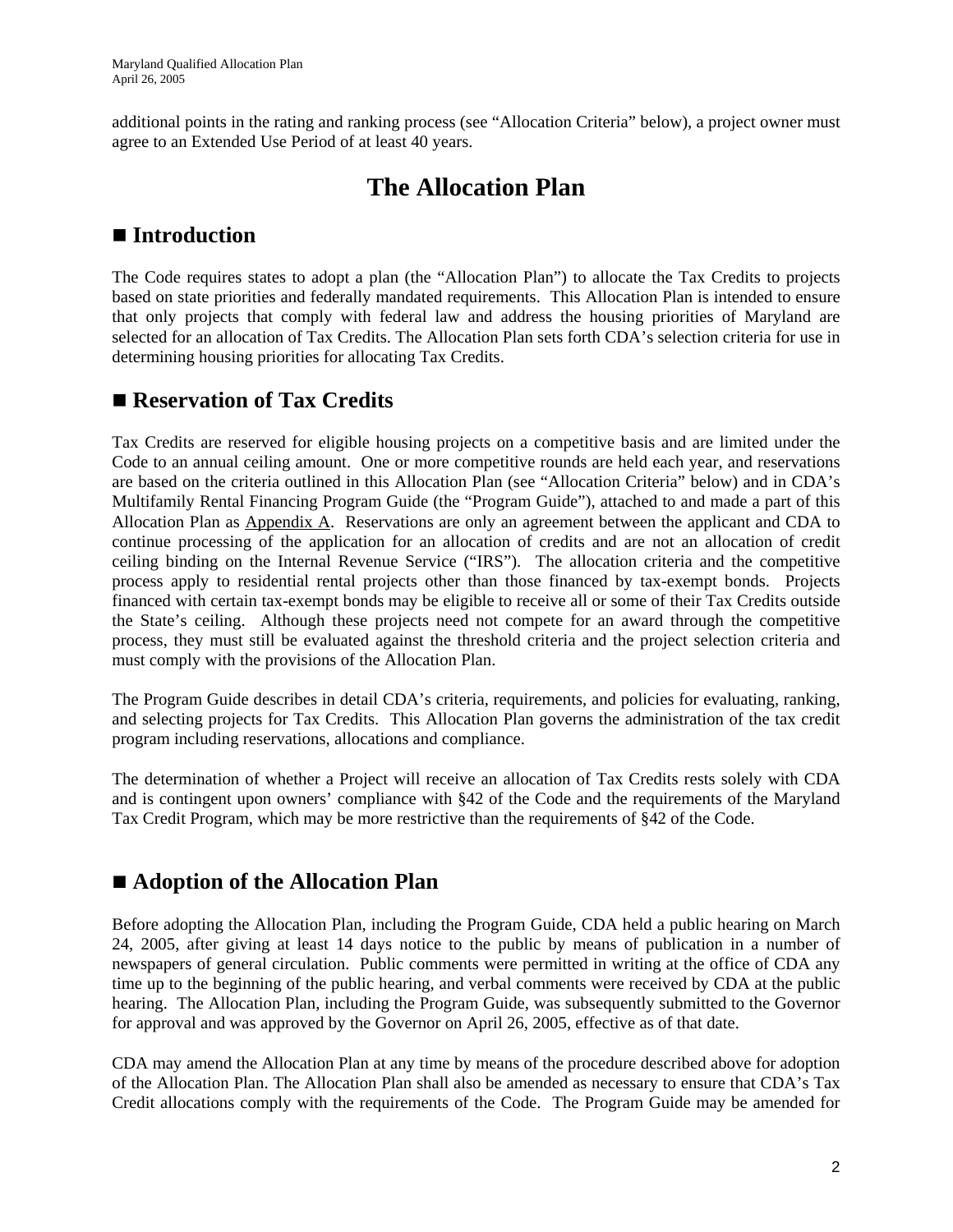additional points in the rating and ranking process (see "Allocation Criteria" below), a project owner must agree to an Extended Use Period of at least 40 years.

# The Allocation Plan

## ■ Introduction

The Code requires states to adopt a plan (the "Allocation Plan") to allocate the Tax Credits to projects based on state priorities and federally mandated requirements. This Allocation Plan is intended to ensure that only projects that comply with federal law and address the housing priorities of Maryland are selected for an allocation of Tax Credits. The Allocation Plan sets forth CDA's selection criteria for use in determining housing priorities for allocating Tax Credits.

## ■ Reservation of Tax Credits

Tax Credits are reserved for eligible housing projects on a competitive basis and are limited under the Code to an annual ceiling amount. One or more competitive rounds are held each year, and reservations are based on the criteria outlined in this Allocation Plan (see "Allocation Criteria" below) and in CDA's Multifamily Rental Financing Program Guide (the "Program Guide"), attached to and made a part of this Allocation Plan as Appendix A. Reservations are only an agreement between the applicant and CDA to continue processing of the application for an allocation of credits and are not an allocation of credit ceiling binding on the Internal Revenue Service ("IRS"). The allocation criteria and the competitive process apply to residential rental projects other than those financed by tax-exempt bonds. Projects financed with certain tax-exempt bonds may be eligible to receive all or some of their Tax Credits outside the State's ceiling. Although these projects need not compete for an award through the competitive process, they must still be evaluated against the threshold criteria and the project selection criteria and must comply with the provisions of the Allocation Plan.

The Program Guide describes in detail CDA's criteria, requirements, and policies for evaluating, ranking, and selecting projects for Tax Credits. This Allocation Plan governs the administration of the tax credit program including reservations, allocations and compliance.

The determination of whether a Project will receive an allocation of Tax Credits rests solely with CDA and is contingent upon owners' compliance with §42 of the Code and the requirements of the Maryland Tax Credit Program, which may be more restrictive than the requirements of §42 of the Code.

## ■ Adoption of the Allocation Plan

Before adopting the Allocation Plan, including the Program Guide, CDA held a public hearing on March 24, 2005, after giving at least 14 days notice to the public by means of publication in a number of newspapers of general circulation. Public comments were permitted in writing at the office of CDA any time up to the beginning of the public hearing, and verbal comments were received by CDA at the public hearing. The Allocation Plan, including the Program Guide, was subsequently submitted to the Governor for approval and was approved by the Governor on April 26, 2005, effective as of that date.

CDA may amend the Allocation Plan at any time by means of the procedure described above for adoption of the Allocation Plan. The Allocation Plan shall also be amended as necessary to ensure that CDA's Tax Credit allocations comply with the requirements of the Code. The Program Guide may be amended for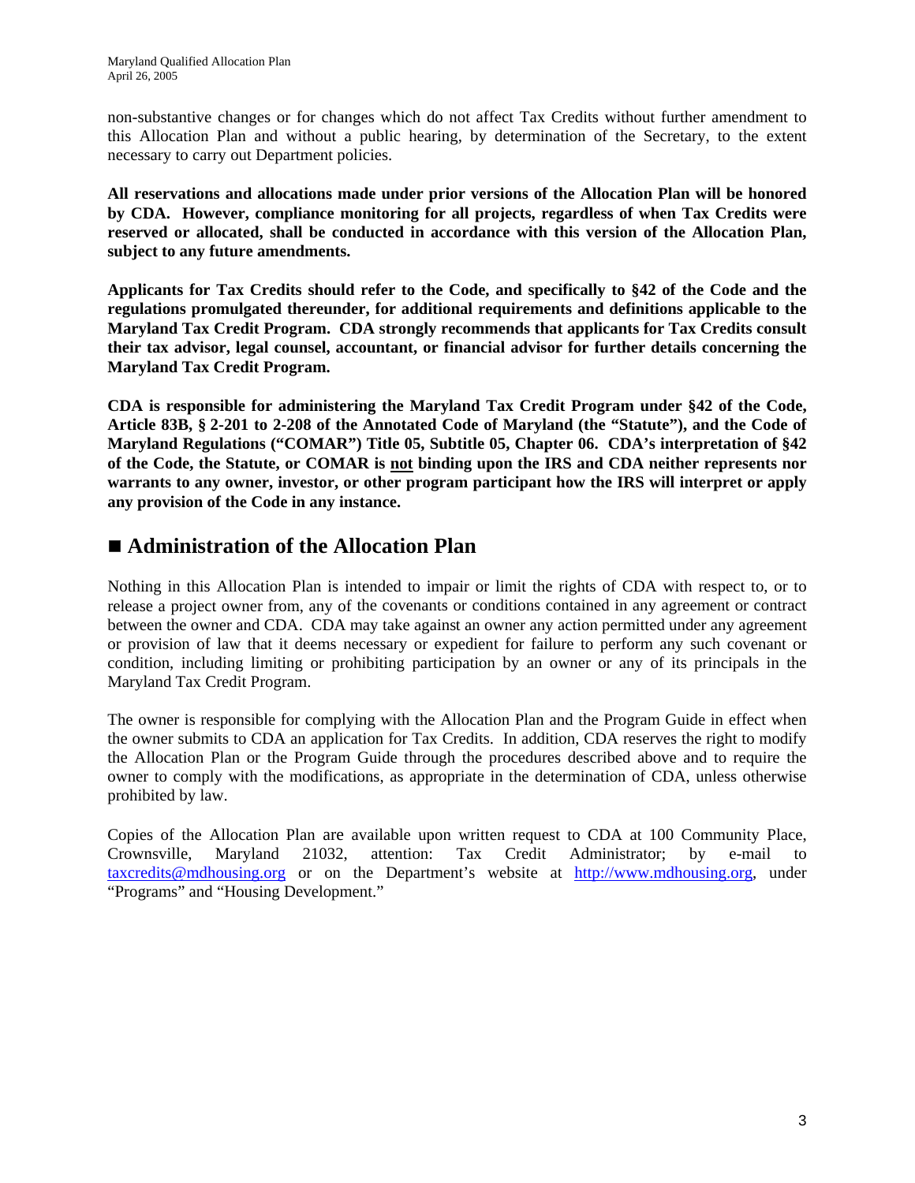non-substantive changes or for changes which do not affect Tax Credits without further amendment to this Allocation Plan and without a public hearing, by determination of the Secretary, to the extent necessary to carry out Department policies.

**All reservations and allocations made under prior versions of the Allocation Plan will be honored by CDA. However, compliance monitoring for all projects, regardless of when Tax Credits were reserved or allocated, shall be conducted in accordance with this version of the Allocation Plan, subject to any future amendments.**

**Applicants for Tax Credits should refer to the Code, and specifically to §42 of the Code and the regulations promulgated thereunder, for additional requirements and definitions applicable to the Maryland Tax Credit Program. CDA strongly recommends that applicants for Tax Credits consult their tax advisor, legal counsel, accountant, or financial advisor for further details concerning the Maryland Tax Credit Program.**

**CDA is responsible for administering the Maryland Tax Credit Program under §42 of the Code, Article 83B, § 2-201 to 2-208 of the Annotated Code of Maryland (the "Statute"), and the Code of Maryland Regulations ("COMAR") Title 05, Subtitle 05, Chapter 06. CDA's interpretation of §42 of the Code, the Statute, or COMAR is <u>not</u> binding upon the IRS and CDA neither represents nor warrants to any owner, investor, or other program participant how the IRS will interpret or apply any provision of the Code in any instance.**

## ■ Administration of the Allocation Plan

Nothing in this Allocation Plan is intended to impair or limit the rights of CDA with respect to, or to release a project owner from, any of the covenants or conditions contained in any agreement or contract between the owner and CDA. CDA may take against an owner any action permitted under any agreement or provision of law that it deems necessary or expedient for failure to perform any such covenant or condition, including limiting or prohibiting participation by an owner or any of its principals in the Maryland Tax Credit Program.

The owner is responsible for complying with the Allocation Plan and the Program Guide in effect when the owner submits to CDA an application for Tax Credits. In addition, CDA reserves the right to modify the Allocation Plan or the Program Guide through the procedures described above and to require the owner to comply with the modifications, as appropriate in the determination of CDA, unless otherwise prohibited by law.

Copies of the Allocation Plan are available upon written request to CDA at 100 Community Place, Crownsville, Maryland 21032, attention: Tax Credit Administrator; by e-mail to taxcredits@mdhousing.org or on the Department's website at http://www.mdhousing.org, under "Programs" and "Housing Development."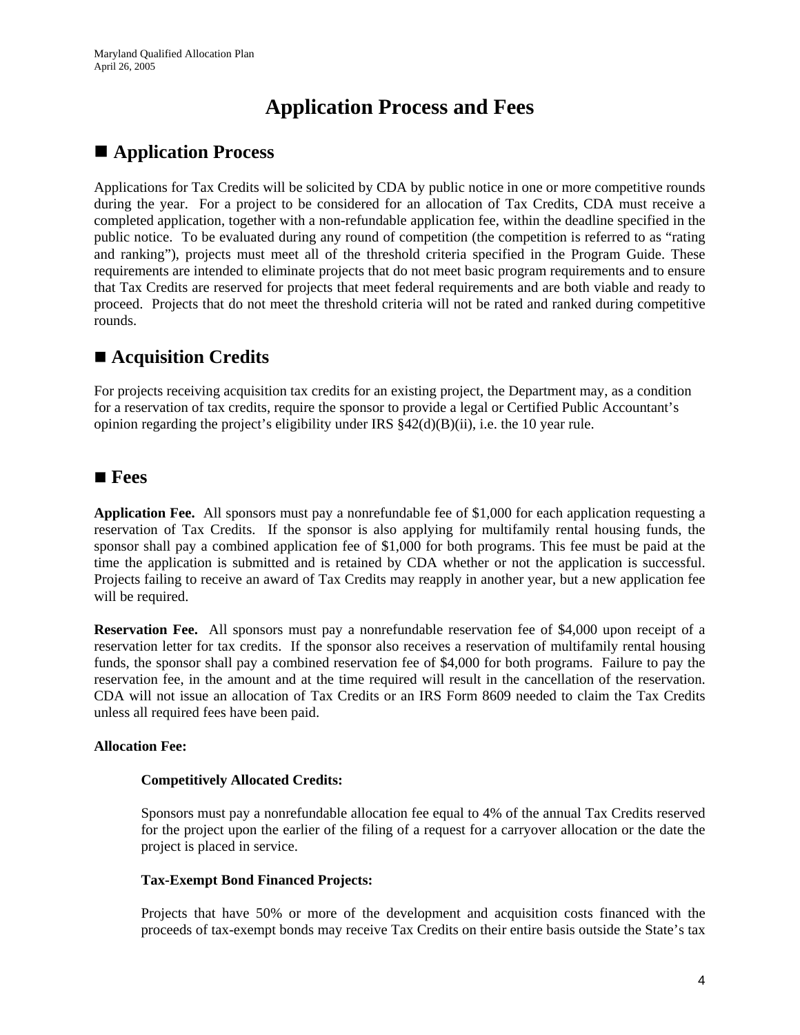# Application Process and Fees

## ■ Application Process

Applications for Tax Credits will be solicited by CDA by public notice in one or more competitive rounds during the year. For a project to be considered for an allocation of Tax Credits, CDA must receive a completed application, together with a non-refundable application fee, within the deadline specified in the public notice. To be evaluated during any round of competition (the competition is referred to as "rating and ranking"), projects must meet all of the threshold criteria specified in the Program Guide. These requirements are intended to eliminate projects that do not meet basic program requirements and to ensure that Tax Credits are reserved for projects that meet federal requirements and are both viable and ready to proceed. Projects that do not meet the threshold criteria will not be rated and ranked during competitive rounds.

## ■ Acquisition Credits

For projects receiving acquisition tax credits for an existing project, the Department may, as a condition for a reservation of tax credits, require the sponsor to provide a legal or Certified Public Accountant's opinion regarding the project's eligibility under IRS §42(d)(B)(ii), i.e. the 10 year rule.

## ■ Fees

**Application Fee.** All sponsors must pay a nonrefundable fee of $1,000 for each application requesting a reservation of Tax Credits. If the sponsor is also applying for multifamily rental housing funds, the sponsor shall pay a combined application fee of $1,000 for both programs. This fee must be paid at the time the application is submitted and is retained by CDA whether or not the application is successful. Projects failing to receive an award of Tax Credits may reapply in another year, but a new application fee will be required.

**Reservation Fee.** All sponsors must pay a nonrefundable reservation fee of $4,000 upon receipt of a reservation letter for tax credits. If the sponsor also receives a reservation of multifamily rental housing funds, the sponsor shall pay a combined reservation fee of $4,000 for both programs. Failure to pay the reservation fee, in the amount and at the time required will result in the cancellation of the reservation. CDA will not issue an allocation of Tax Credits or an IRS Form 8609 needed to claim the Tax Credits unless all required fees have been paid.

**Allocation Fee:**

**Competitively Allocated Credits:**

Sponsors must pay a nonrefundable allocation fee equal to 4% of the annual Tax Credits reserved for the project upon the earlier of the filing of a request for a carryover allocation or the date the project is placed in service.

**Tax-Exempt Bond Financed Projects:**

Projects that have 50% or more of the development and acquisition costs financed with the proceeds of tax-exempt bonds may receive Tax Credits on their entire basis outside the State's tax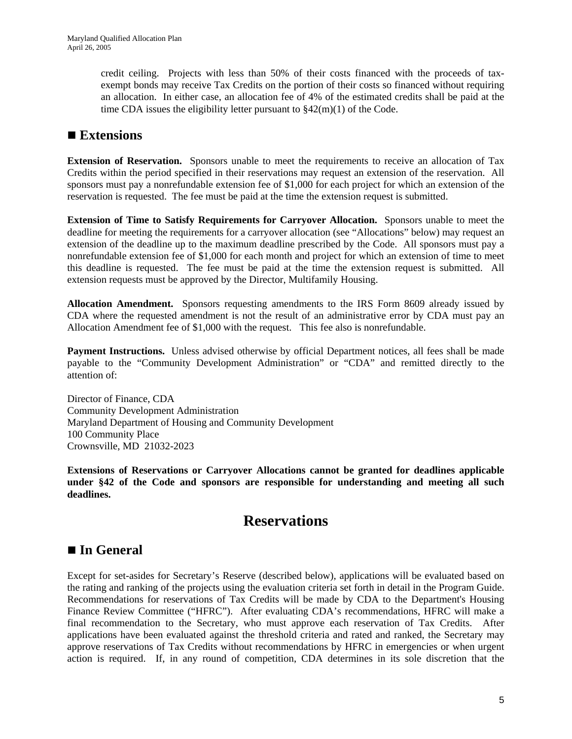credit ceiling. Projects with less than 50% of their costs financed with the proceeds of tax-exempt bonds may receive Tax Credits on the portion of their costs so financed without requiring an allocation. In either case, an allocation fee of 4% of the estimated credits shall be paid at the time CDA issues the eligibility letter pursuant to §42(m)(1) of the Code.

## ■ Extensions

**Extension of Reservation.** Sponsors unable to meet the requirements to receive an allocation of Tax Credits within the period specified in their reservations may request an extension of the reservation. All sponsors must pay a nonrefundable extension fee of $1,000 for each project for which an extension of the reservation is requested. The fee must be paid at the time the extension request is submitted.

**Extension of Time to Satisfy Requirements for Carryover Allocation.** Sponsors unable to meet the deadline for meeting the requirements for a carryover allocation (see "Allocations" below) may request an extension of the deadline up to the maximum deadline prescribed by the Code. All sponsors must pay a nonrefundable extension fee of $1,000 for each month and project for which an extension of time to meet this deadline is requested. The fee must be paid at the time the extension request is submitted. All extension requests must be approved by the Director, Multifamily Housing.

**Allocation Amendment.** Sponsors requesting amendments to the IRS Form 8609 already issued by CDA where the requested amendment is not the result of an administrative error by CDA must pay an Allocation Amendment fee of $1,000 with the request. This fee also is nonrefundable.

**Payment Instructions.** Unless advised otherwise by official Department notices, all fees shall be made payable to the "Community Development Administration" or "CDA" and remitted directly to the attention of:

Director of Finance, CDA
Community Development Administration
Maryland Department of Housing and Community Development
100 Community Place
Crownsville, MD 21032-2023

**Extensions of Reservations or Carryover Allocations cannot be granted for deadlines applicable under §42 of the Code and sponsors are responsible for understanding and meeting all such deadlines.**

# Reservations

## ■ In General

Except for set-asides for Secretary's Reserve (described below), applications will be evaluated based on the rating and ranking of the projects using the evaluation criteria set forth in detail in the Program Guide. Recommendations for reservations of Tax Credits will be made by CDA to the Department's Housing Finance Review Committee ("HFRC"). After evaluating CDA's recommendations, HFRC will make a final recommendation to the Secretary, who must approve each reservation of Tax Credits. After applications have been evaluated against the threshold criteria and rated and ranked, the Secretary may approve reservations of Tax Credits without recommendations by HFRC in emergencies or when urgent action is required. If, in any round of competition, CDA determines in its sole discretion that the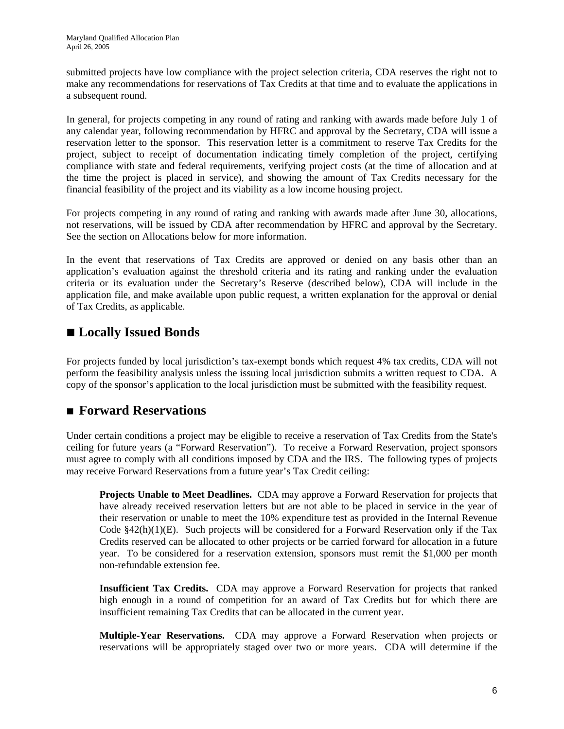submitted projects have low compliance with the project selection criteria, CDA reserves the right not to make any recommendations for reservations of Tax Credits at that time and to evaluate the applications in a subsequent round.

In general, for projects competing in any round of rating and ranking with awards made before July 1 of any calendar year, following recommendation by HFRC and approval by the Secretary, CDA will issue a reservation letter to the sponsor. This reservation letter is a commitment to reserve Tax Credits for the project, subject to receipt of documentation indicating timely completion of the project, certifying compliance with state and federal requirements, verifying project costs (at the time of allocation and at the time the project is placed in service), and showing the amount of Tax Credits necessary for the financial feasibility of the project and its viability as a low income housing project.

For projects competing in any round of rating and ranking with awards made after June 30, allocations, not reservations, will be issued by CDA after recommendation by HFRC and approval by the Secretary. See the section on Allocations below for more information.

In the event that reservations of Tax Credits are approved or denied on any basis other than an application's evaluation against the threshold criteria and its rating and ranking under the evaluation criteria or its evaluation under the Secretary's Reserve (described below), CDA will include in the application file, and make available upon public request, a written explanation for the approval or denial of Tax Credits, as applicable.

## ■ Locally Issued Bonds

For projects funded by local jurisdiction's tax-exempt bonds which request 4% tax credits, CDA will not perform the feasibility analysis unless the issuing local jurisdiction submits a written request to CDA. A copy of the sponsor's application to the local jurisdiction must be submitted with the feasibility request.

## ■ Forward Reservations

Under certain conditions a project may be eligible to receive a reservation of Tax Credits from the State's ceiling for future years (a "Forward Reservation"). To receive a Forward Reservation, project sponsors must agree to comply with all conditions imposed by CDA and the IRS. The following types of projects may receive Forward Reservations from a future year's Tax Credit ceiling:

**Projects Unable to Meet Deadlines.** CDA may approve a Forward Reservation for projects that have already received reservation letters but are not able to be placed in service in the year of their reservation or unable to meet the 10% expenditure test as provided in the Internal Revenue Code §42(h)(1)(E). Such projects will be considered for a Forward Reservation only if the Tax Credits reserved can be allocated to other projects or be carried forward for allocation in a future year. To be considered for a reservation extension, sponsors must remit the $1,000 per month non-refundable extension fee.

**Insufficient Tax Credits.** CDA may approve a Forward Reservation for projects that ranked high enough in a round of competition for an award of Tax Credits but for which there are insufficient remaining Tax Credits that can be allocated in the current year.

**Multiple-Year Reservations.** CDA may approve a Forward Reservation when projects or reservations will be appropriately staged over two or more years. CDA will determine if the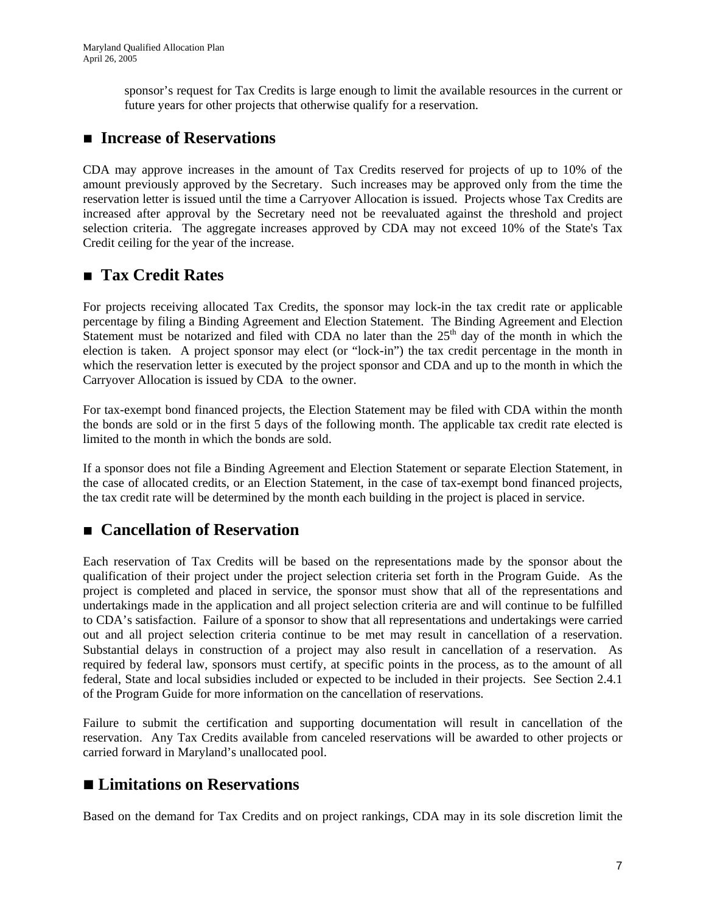sponsor's request for Tax Credits is large enough to limit the available resources in the current or future years for other projects that otherwise qualify for a reservation.

## ■ Increase of Reservations

CDA may approve increases in the amount of Tax Credits reserved for projects of up to 10% of the amount previously approved by the Secretary. Such increases may be approved only from the time the reservation letter is issued until the time a Carryover Allocation is issued. Projects whose Tax Credits are increased after approval by the Secretary need not be reevaluated against the threshold and project selection criteria. The aggregate increases approved by CDA may not exceed 10% of the State's Tax Credit ceiling for the year of the increase.

## ■ Tax Credit Rates

For projects receiving allocated Tax Credits, the sponsor may lock-in the tax credit rate or applicable percentage by filing a Binding Agreement and Election Statement. The Binding Agreement and Election Statement must be notarized and filed with CDA no later than the 25th day of the month in which the election is taken. A project sponsor may elect (or "lock-in") the tax credit percentage in the month in which the reservation letter is executed by the project sponsor and CDA and up to the month in which the Carryover Allocation is issued by CDA to the owner.

For tax-exempt bond financed projects, the Election Statement may be filed with CDA within the month the bonds are sold or in the first 5 days of the following month. The applicable tax credit rate elected is limited to the month in which the bonds are sold.

If a sponsor does not file a Binding Agreement and Election Statement or separate Election Statement, in the case of allocated credits, or an Election Statement, in the case of tax-exempt bond financed projects, the tax credit rate will be determined by the month each building in the project is placed in service.

## ■ Cancellation of Reservation

Each reservation of Tax Credits will be based on the representations made by the sponsor about the qualification of their project under the project selection criteria set forth in the Program Guide. As the project is completed and placed in service, the sponsor must show that all of the representations and undertakings made in the application and all project selection criteria are and will continue to be fulfilled to CDA's satisfaction. Failure of a sponsor to show that all representations and undertakings were carried out and all project selection criteria continue to be met may result in cancellation of a reservation. Substantial delays in construction of a project may also result in cancellation of a reservation. As required by federal law, sponsors must certify, at specific points in the process, as to the amount of all federal, State and local subsidies included or expected to be included in their projects. See Section 2.4.1 of the Program Guide for more information on the cancellation of reservations.

Failure to submit the certification and supporting documentation will result in cancellation of the reservation. Any Tax Credits available from canceled reservations will be awarded to other projects or carried forward in Maryland's unallocated pool.

## ■ Limitations on Reservations

Based on the demand for Tax Credits and on project rankings, CDA may in its sole discretion limit the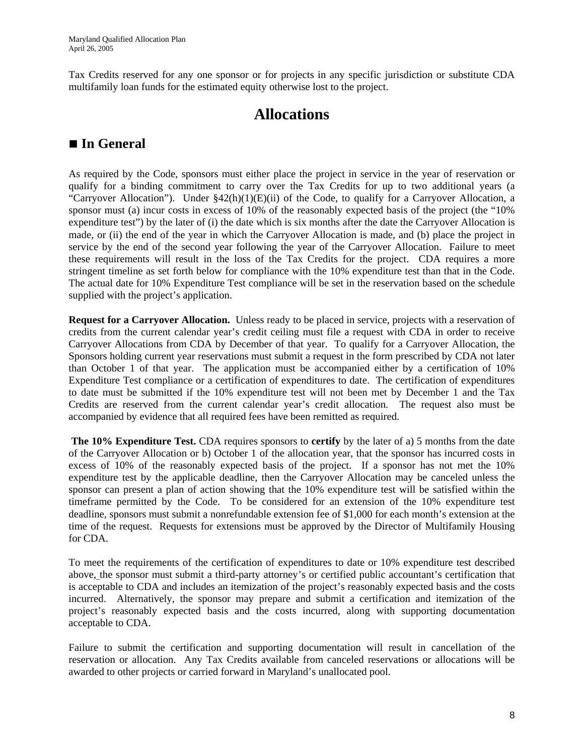Tax Credits reserved for any one sponsor or for projects in any specific jurisdiction or substitute CDA multifamily loan funds for the estimated equity otherwise lost to the project.

# Allocations

## ■ In General

As required by the Code, sponsors must either place the project in service in the year of reservation or qualify for a binding commitment to carry over the Tax Credits for up to two additional years (a "Carryover Allocation"). Under §42(h)(1)(E)(ii) of the Code, to qualify for a Carryover Allocation, a sponsor must (a) incur costs in excess of 10% of the reasonably expected basis of the project (the "10% expenditure test") by the later of (i) the date which is six months after the date the Carryover Allocation is made, or (ii) the end of the year in which the Carryover Allocation is made, and (b) place the project in service by the end of the second year following the year of the Carryover Allocation. Failure to meet these requirements will result in the loss of the Tax Credits for the project. CDA requires a more stringent timeline as set forth below for compliance with the 10% expenditure test than that in the Code. The actual date for 10% Expenditure Test compliance will be set in the reservation based on the schedule supplied with the project's application.

**Request for a Carryover Allocation.** Unless ready to be placed in service, projects with a reservation of credits from the current calendar year's credit ceiling must file a request with CDA in order to receive Carryover Allocations from CDA by December of that year. To qualify for a Carryover Allocation, the Sponsors holding current year reservations must submit a request in the form prescribed by CDA not later than October 1 of that year. The application must be accompanied either by a certification of 10% Expenditure Test compliance or a certification of expenditures to date. The certification of expenditures to date must be submitted if the 10% expenditure test will not been met by December 1 and the Tax Credits are reserved from the current calendar year's credit allocation. The request also must be accompanied by evidence that all required fees have been remitted as required.

**The 10% Expenditure Test.** CDA requires sponsors to **certify** by the later of a) 5 months from the date of the Carryover Allocation or b) October 1 of the allocation year, that the sponsor has incurred costs in excess of 10% of the reasonably expected basis of the project. If a sponsor has not met the 10% expenditure test by the applicable deadline, then the Carryover Allocation may be canceled unless the sponsor can present a plan of action showing that the 10% expenditure test will be satisfied within the timeframe permitted by the Code. To be considered for an extension of the 10% expenditure test deadline, sponsors must submit a nonrefundable extension fee of $1,000 for each month's extension at the time of the request. Requests for extensions must be approved by the Director of Multifamily Housing for CDA.

To meet the requirements of the certification of expenditures to date or 10% expenditure test described above, the sponsor must submit a third-party attorney's or certified public accountant's certification that is acceptable to CDA and includes an itemization of the project's reasonably expected basis and the costs incurred. Alternatively, the sponsor may prepare and submit a certification and itemization of the project's reasonably expected basis and the costs incurred, along with supporting documentation acceptable to CDA.

Failure to submit the certification and supporting documentation will result in cancellation of the reservation or allocation. Any Tax Credits available from canceled reservations or allocations will be awarded to other projects or carried forward in Maryland's unallocated pool.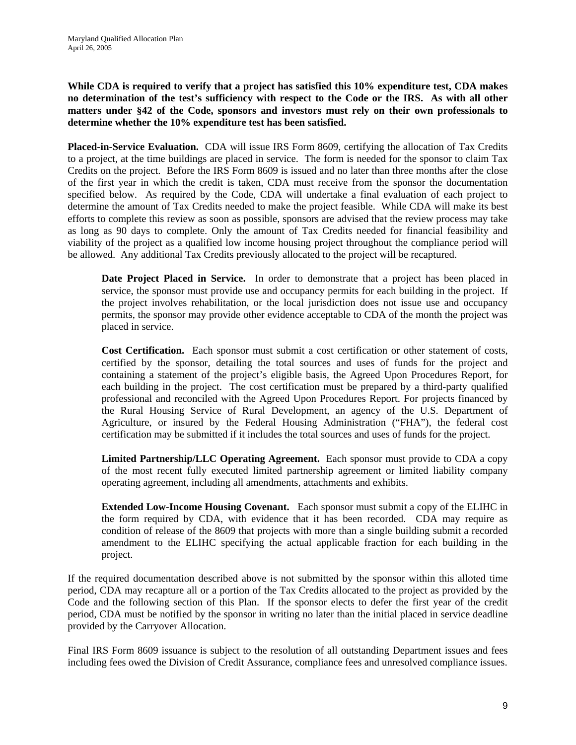**While CDA is required to verify that a project has satisfied this 10% expenditure test, CDA makes no determination of the test's sufficiency with respect to the Code or the IRS. As with all other matters under §42 of the Code, sponsors and investors must rely on their own professionals to determine whether the 10% expenditure test has been satisfied.**

**Placed-in-Service Evaluation.** CDA will issue IRS Form 8609, certifying the allocation of Tax Credits to a project, at the time buildings are placed in service. The form is needed for the sponsor to claim Tax Credits on the project. Before the IRS Form 8609 is issued and no later than three months after the close of the first year in which the credit is taken, CDA must receive from the sponsor the documentation specified below. As required by the Code, CDA will undertake a final evaluation of each project to determine the amount of Tax Credits needed to make the project feasible. While CDA will make its best efforts to complete this review as soon as possible, sponsors are advised that the review process may take as long as 90 days to complete. Only the amount of Tax Credits needed for financial feasibility and viability of the project as a qualified low income housing project throughout the compliance period will be allowed. Any additional Tax Credits previously allocated to the project will be recaptured.

> **Date Project Placed in Service.** In order to demonstrate that a project has been placed in service, the sponsor must provide use and occupancy permits for each building in the project. If the project involves rehabilitation, or the local jurisdiction does not issue use and occupancy permits, the sponsor may provide other evidence acceptable to CDA of the month the project was placed in service.
>
> **Cost Certification.** Each sponsor must submit a cost certification or other statement of costs, certified by the sponsor, detailing the total sources and uses of funds for the project and containing a statement of the project's eligible basis, the Agreed Upon Procedures Report, for each building in the project. The cost certification must be prepared by a third-party qualified professional and reconciled with the Agreed Upon Procedures Report. For projects financed by the Rural Housing Service of Rural Development, an agency of the U.S. Department of Agriculture, or insured by the Federal Housing Administration ("FHA"), the federal cost certification may be submitted if it includes the total sources and uses of funds for the project.
>
> **Limited Partnership/LLC Operating Agreement.** Each sponsor must provide to CDA a copy of the most recent fully executed limited partnership agreement or limited liability company operating agreement, including all amendments, attachments and exhibits.
>
> **Extended Low-Income Housing Covenant.** Each sponsor must submit a copy of the ELIHC in the form required by CDA, with evidence that it has been recorded. CDA may require as condition of release of the 8609 that projects with more than a single building submit a recorded amendment to the ELIHC specifying the actual applicable fraction for each building in the project.

If the required documentation described above is not submitted by the sponsor within this alloted time period, CDA may recapture all or a portion of the Tax Credits allocated to the project as provided by the Code and the following section of this Plan. If the sponsor elects to defer the first year of the credit period, CDA must be notified by the sponsor in writing no later than the initial placed in service deadline provided by the Carryover Allocation.

Final IRS Form 8609 issuance is subject to the resolution of all outstanding Department issues and fees including fees owed the Division of Credit Assurance, compliance fees and unresolved compliance issues.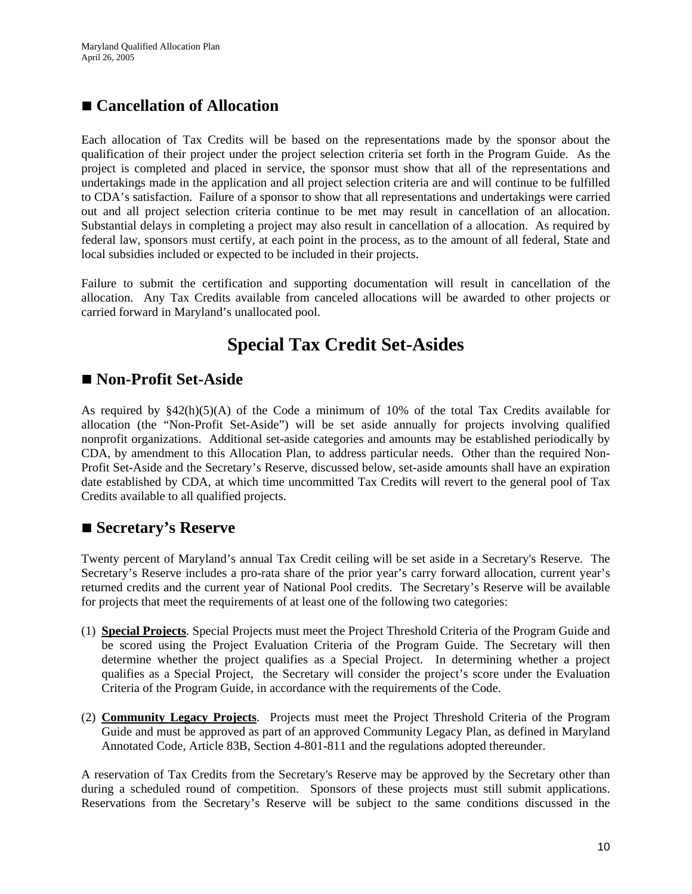## ■ Cancellation of Allocation

Each allocation of Tax Credits will be based on the representations made by the sponsor about the qualification of their project under the project selection criteria set forth in the Program Guide. As the project is completed and placed in service, the sponsor must show that all of the representations and undertakings made in the application and all project selection criteria are and will continue to be fulfilled to CDA's satisfaction. Failure of a sponsor to show that all representations and undertakings were carried out and all project selection criteria continue to be met may result in cancellation of an allocation. Substantial delays in completing a project may also result in cancellation of a allocation. As required by federal law, sponsors must certify, at each point in the process, as to the amount of all federal, State and local subsidies included or expected to be included in their projects.

Failure to submit the certification and supporting documentation will result in cancellation of the allocation. Any Tax Credits available from canceled allocations will be awarded to other projects or carried forward in Maryland's unallocated pool.

# Special Tax Credit Set-Asides

## ■ Non-Profit Set-Aside

As required by §42(h)(5)(A) of the Code a minimum of 10% of the total Tax Credits available for allocation (the "Non-Profit Set-Aside") will be set aside annually for projects involving qualified nonprofit organizations. Additional set-aside categories and amounts may be established periodically by CDA, by amendment to this Allocation Plan, to address particular needs. Other than the required Non-Profit Set-Aside and the Secretary's Reserve, discussed below, set-aside amounts shall have an expiration date established by CDA, at which time uncommitted Tax Credits will revert to the general pool of Tax Credits available to all qualified projects.

## ■ Secretary's Reserve

Twenty percent of Maryland's annual Tax Credit ceiling will be set aside in a Secretary's Reserve. The Secretary's Reserve includes a pro-rata share of the prior year's carry forward allocation, current year's returned credits and the current year of National Pool credits. The Secretary's Reserve will be available for projects that meet the requirements of at least one of the following two categories:

(1) **Special Projects**. Special Projects must meet the Project Threshold Criteria of the Program Guide and be scored using the Project Evaluation Criteria of the Program Guide. The Secretary will then determine whether the project qualifies as a Special Project. In determining whether a project qualifies as a Special Project, the Secretary will consider the project's score under the Evaluation Criteria of the Program Guide, in accordance with the requirements of the Code.

(2) **Community Legacy Projects**. Projects must meet the Project Threshold Criteria of the Program Guide and must be approved as part of an approved Community Legacy Plan, as defined in Maryland Annotated Code, Article 83B, Section 4-801-811 and the regulations adopted thereunder.

A reservation of Tax Credits from the Secretary's Reserve may be approved by the Secretary other than during a scheduled round of competition. Sponsors of these projects must still submit applications. Reservations from the Secretary's Reserve will be subject to the same conditions discussed in the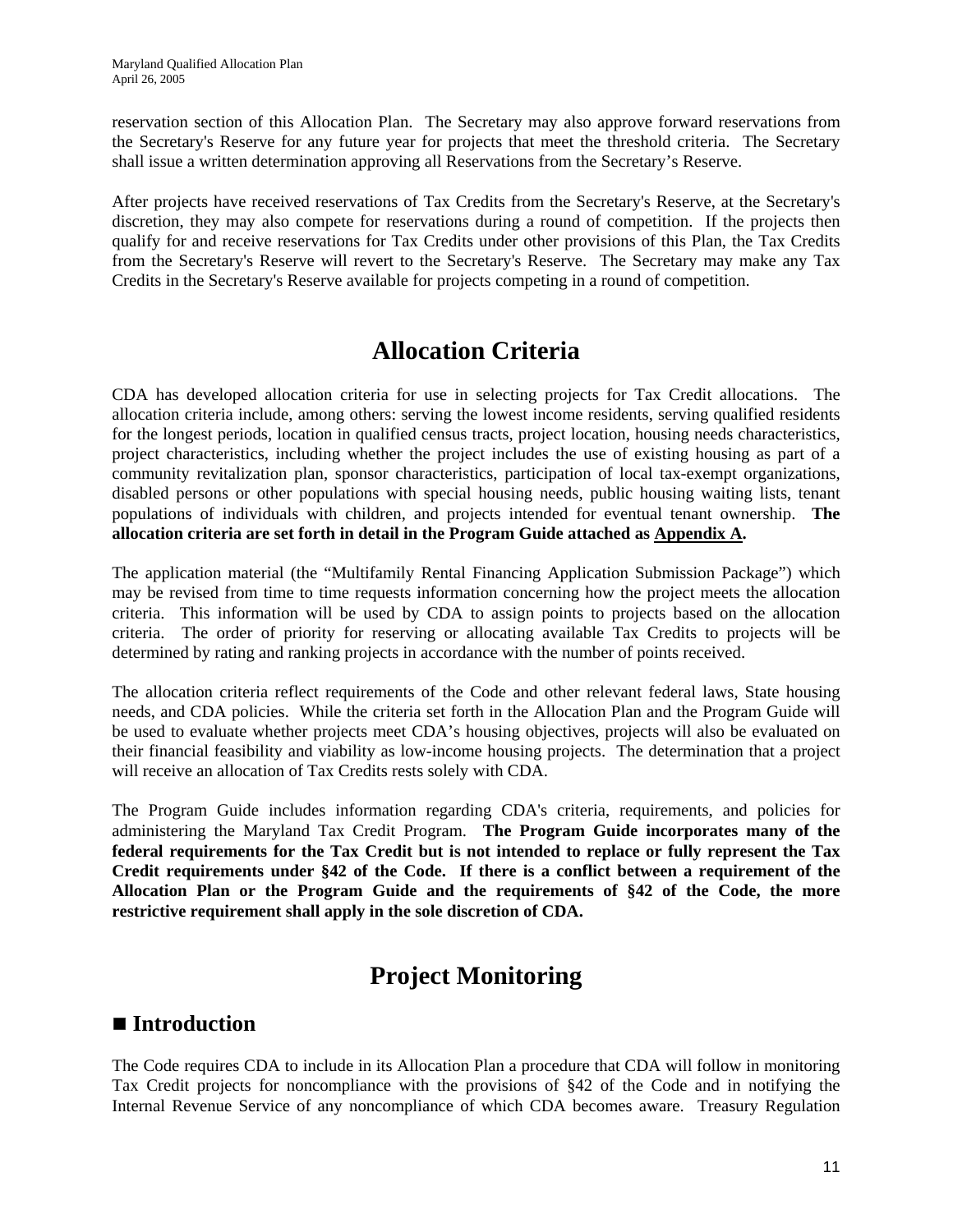reservation section of this Allocation Plan. The Secretary may also approve forward reservations from the Secretary's Reserve for any future year for projects that meet the threshold criteria. The Secretary shall issue a written determination approving all Reservations from the Secretary's Reserve.

After projects have received reservations of Tax Credits from the Secretary's Reserve, at the Secretary's discretion, they may also compete for reservations during a round of competition. If the projects then qualify for and receive reservations for Tax Credits under other provisions of this Plan, the Tax Credits from the Secretary's Reserve will revert to the Secretary's Reserve. The Secretary may make any Tax Credits in the Secretary's Reserve available for projects competing in a round of competition.

# Allocation Criteria

CDA has developed allocation criteria for use in selecting projects for Tax Credit allocations. The allocation criteria include, among others: serving the lowest income residents, serving qualified residents for the longest periods, location in qualified census tracts, project location, housing needs characteristics, project characteristics, including whether the project includes the use of existing housing as part of a community revitalization plan, sponsor characteristics, participation of local tax-exempt organizations, disabled persons or other populations with special housing needs, public housing waiting lists, tenant populations of individuals with children, and projects intended for eventual tenant ownership. **The allocation criteria are set forth in detail in the Program Guide attached as Appendix A.**

The application material (the "Multifamily Rental Financing Application Submission Package") which may be revised from time to time requests information concerning how the project meets the allocation criteria. This information will be used by CDA to assign points to projects based on the allocation criteria. The order of priority for reserving or allocating available Tax Credits to projects will be determined by rating and ranking projects in accordance with the number of points received.

The allocation criteria reflect requirements of the Code and other relevant federal laws, State housing needs, and CDA policies. While the criteria set forth in the Allocation Plan and the Program Guide will be used to evaluate whether projects meet CDA's housing objectives, projects will also be evaluated on their financial feasibility and viability as low-income housing projects. The determination that a project will receive an allocation of Tax Credits rests solely with CDA.

The Program Guide includes information regarding CDA's criteria, requirements, and policies for administering the Maryland Tax Credit Program. **The Program Guide incorporates many of the federal requirements for the Tax Credit but is not intended to replace or fully represent the Tax Credit requirements under §42 of the Code. If there is a conflict between a requirement of the Allocation Plan or the Program Guide and the requirements of §42 of the Code, the more restrictive requirement shall apply in the sole discretion of CDA.**

# Project Monitoring

## ■ Introduction

The Code requires CDA to include in its Allocation Plan a procedure that CDA will follow in monitoring Tax Credit projects for noncompliance with the provisions of §42 of the Code and in notifying the Internal Revenue Service of any noncompliance of which CDA becomes aware. Treasury Regulation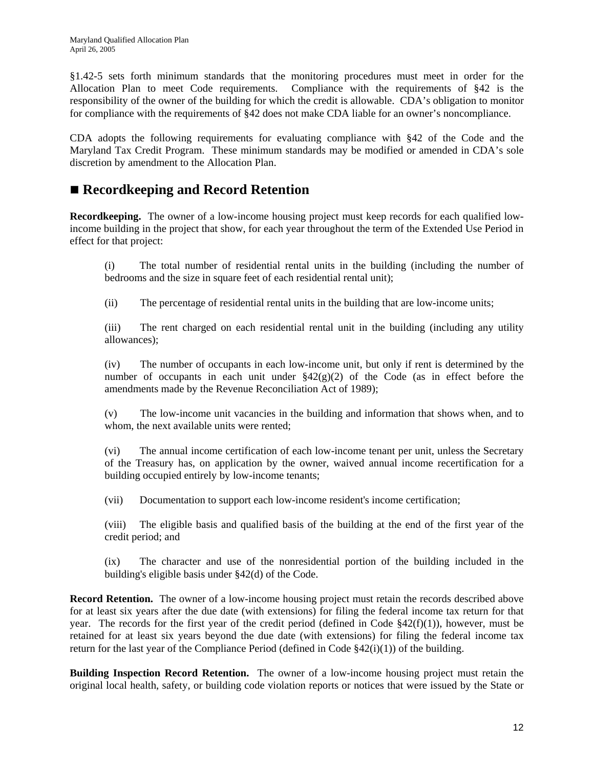§1.42-5 sets forth minimum standards that the monitoring procedures must meet in order for the Allocation Plan to meet Code requirements. Compliance with the requirements of §42 is the responsibility of the owner of the building for which the credit is allowable. CDA's obligation to monitor for compliance with the requirements of §42 does not make CDA liable for an owner's noncompliance.

CDA adopts the following requirements for evaluating compliance with §42 of the Code and the Maryland Tax Credit Program. These minimum standards may be modified or amended in CDA's sole discretion by amendment to the Allocation Plan.

## ■ Recordkeeping and Record Retention

**Recordkeeping.** The owner of a low-income housing project must keep records for each qualified low-income building in the project that show, for each year throughout the term of the Extended Use Period in effect for that project:

(i) The total number of residential rental units in the building (including the number of bedrooms and the size in square feet of each residential rental unit);

(ii) The percentage of residential rental units in the building that are low-income units;

(iii) The rent charged on each residential rental unit in the building (including any utility allowances);

(iv) The number of occupants in each low-income unit, but only if rent is determined by the number of occupants in each unit under §42(g)(2) of the Code (as in effect before the amendments made by the Revenue Reconciliation Act of 1989);

(v) The low-income unit vacancies in the building and information that shows when, and to whom, the next available units were rented;

(vi) The annual income certification of each low-income tenant per unit, unless the Secretary of the Treasury has, on application by the owner, waived annual income recertification for a building occupied entirely by low-income tenants;

(vii) Documentation to support each low-income resident's income certification;

(viii) The eligible basis and qualified basis of the building at the end of the first year of the credit period; and

(ix) The character and use of the nonresidential portion of the building included in the building's eligible basis under §42(d) of the Code.

**Record Retention.** The owner of a low-income housing project must retain the records described above for at least six years after the due date (with extensions) for filing the federal income tax return for that year. The records for the first year of the credit period (defined in Code §42(f)(1)), however, must be retained for at least six years beyond the due date (with extensions) for filing the federal income tax return for the last year of the Compliance Period (defined in Code §42(i)(1)) of the building.

**Building Inspection Record Retention.** The owner of a low-income housing project must retain the original local health, safety, or building code violation reports or notices that were issued by the State or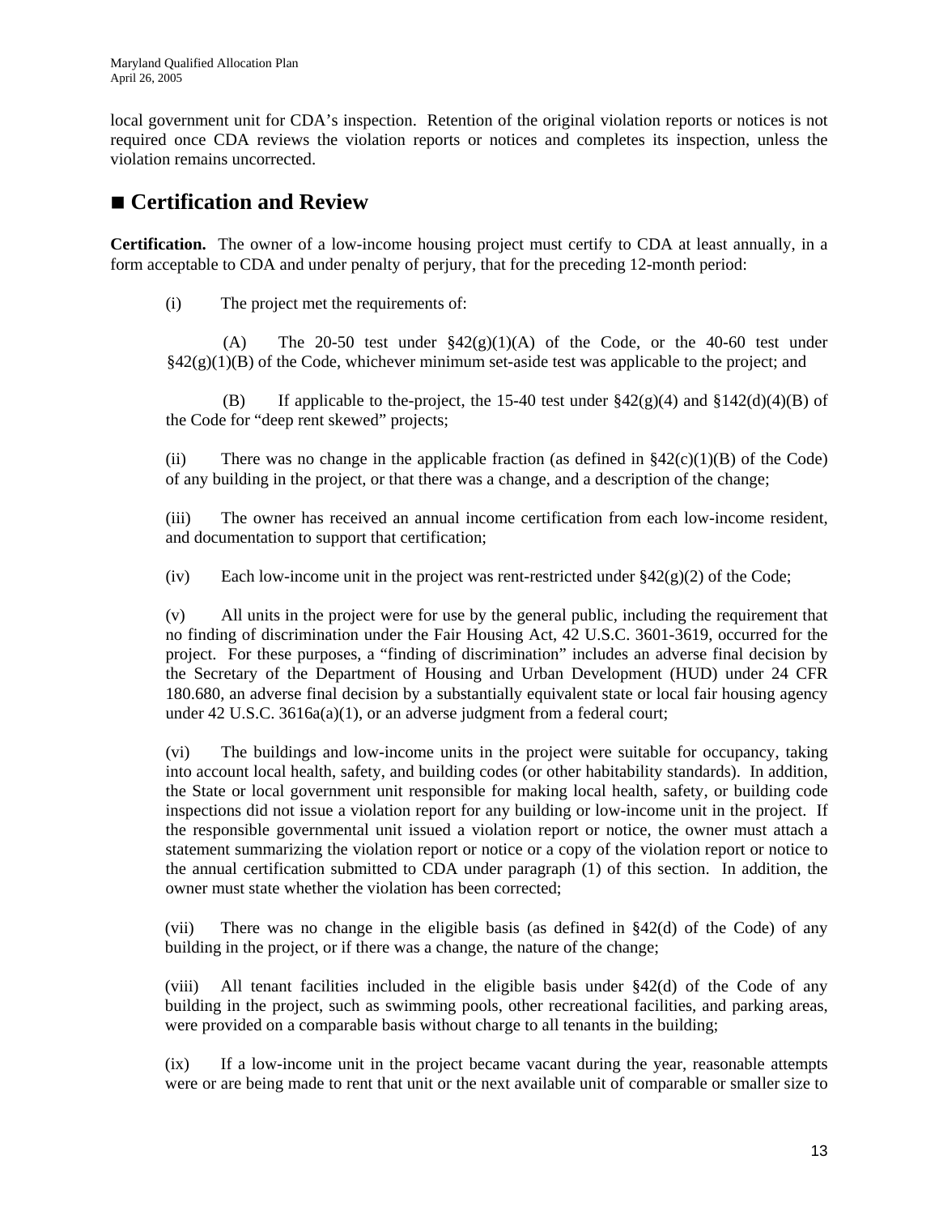local government unit for CDA's inspection. Retention of the original violation reports or notices is not required once CDA reviews the violation reports or notices and completes its inspection, unless the violation remains uncorrected.

## ■ Certification and Review

**Certification.** The owner of a low-income housing project must certify to CDA at least annually, in a form acceptable to CDA and under penalty of perjury, that for the preceding 12-month period:

(i) The project met the requirements of:

(A) The 20-50 test under §42(g)(1)(A) of the Code, or the 40-60 test under §42(g)(1)(B) of the Code, whichever minimum set-aside test was applicable to the project; and

(B) If applicable to the-project, the 15-40 test under §42(g)(4) and §142(d)(4)(B) of the Code for "deep rent skewed" projects;

(ii) There was no change in the applicable fraction (as defined in §42(c)(1)(B) of the Code) of any building in the project, or that there was a change, and a description of the change;

(iii) The owner has received an annual income certification from each low-income resident, and documentation to support that certification;

(iv) Each low-income unit in the project was rent-restricted under §42(g)(2) of the Code;

(v) All units in the project were for use by the general public, including the requirement that no finding of discrimination under the Fair Housing Act, 42 U.S.C. 3601-3619, occurred for the project. For these purposes, a "finding of discrimination" includes an adverse final decision by the Secretary of the Department of Housing and Urban Development (HUD) under 24 CFR 180.680, an adverse final decision by a substantially equivalent state or local fair housing agency under 42 U.S.C. 3616a(a)(1), or an adverse judgment from a federal court;

(vi) The buildings and low-income units in the project were suitable for occupancy, taking into account local health, safety, and building codes (or other habitability standards). In addition, the State or local government unit responsible for making local health, safety, or building code inspections did not issue a violation report for any building or low-income unit in the project. If the responsible governmental unit issued a violation report or notice, the owner must attach a statement summarizing the violation report or notice or a copy of the violation report or notice to the annual certification submitted to CDA under paragraph (1) of this section. In addition, the owner must state whether the violation has been corrected;

(vii) There was no change in the eligible basis (as defined in §42(d) of the Code) of any building in the project, or if there was a change, the nature of the change;

(viii) All tenant facilities included in the eligible basis under §42(d) of the Code of any building in the project, such as swimming pools, other recreational facilities, and parking areas, were provided on a comparable basis without charge to all tenants in the building;

(ix) If a low-income unit in the project became vacant during the year, reasonable attempts were or are being made to rent that unit or the next available unit of comparable or smaller size to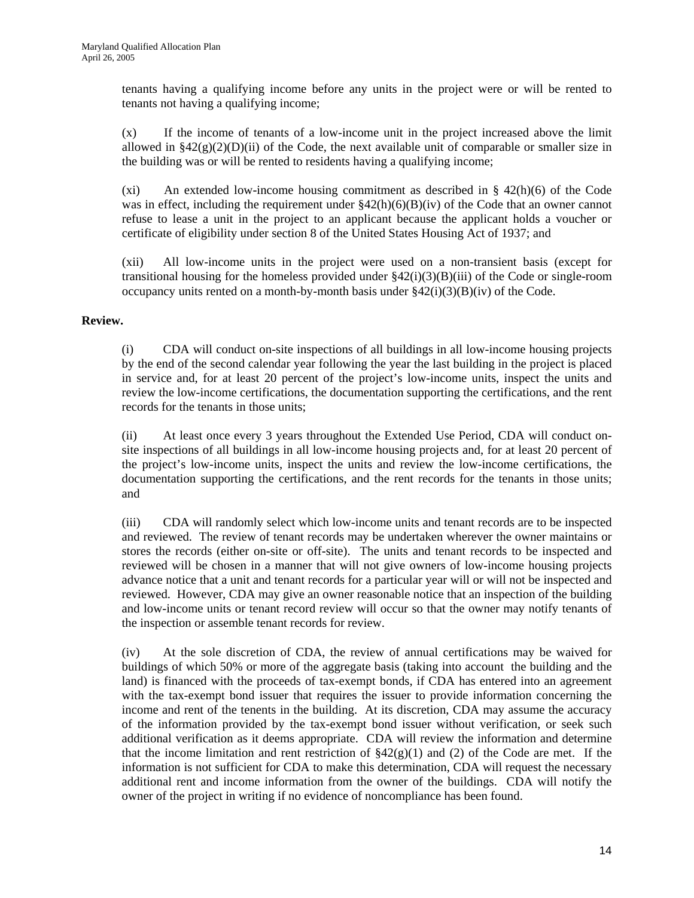tenants having a qualifying income before any units in the project were or will be rented to tenants not having a qualifying income;

(x) If the income of tenants of a low-income unit in the project increased above the limit allowed in §42(g)(2)(D)(ii) of the Code, the next available unit of comparable or smaller size in the building was or will be rented to residents having a qualifying income;

(xi) An extended low-income housing commitment as described in § 42(h)(6) of the Code was in effect, including the requirement under §42(h)(6)(B)(iv) of the Code that an owner cannot refuse to lease a unit in the project to an applicant because the applicant holds a voucher or certificate of eligibility under section 8 of the United States Housing Act of 1937; and

(xii) All low-income units in the project were used on a non-transient basis (except for transitional housing for the homeless provided under §42(i)(3)(B)(iii) of the Code or single-room occupancy units rented on a month-by-month basis under §42(i)(3)(B)(iv) of the Code.

**Review.**

(i) CDA will conduct on-site inspections of all buildings in all low-income housing projects by the end of the second calendar year following the year the last building in the project is placed in service and, for at least 20 percent of the project's low-income units, inspect the units and review the low-income certifications, the documentation supporting the certifications, and the rent records for the tenants in those units;

(ii) At least once every 3 years throughout the Extended Use Period, CDA will conduct on-site inspections of all buildings in all low-income housing projects and, for at least 20 percent of the project's low-income units, inspect the units and review the low-income certifications, the documentation supporting the certifications, and the rent records for the tenants in those units; and

(iii) CDA will randomly select which low-income units and tenant records are to be inspected and reviewed. The review of tenant records may be undertaken wherever the owner maintains or stores the records (either on-site or off-site). The units and tenant records to be inspected and reviewed will be chosen in a manner that will not give owners of low-income housing projects advance notice that a unit and tenant records for a particular year will or will not be inspected and reviewed. However, CDA may give an owner reasonable notice that an inspection of the building and low-income units or tenant record review will occur so that the owner may notify tenants of the inspection or assemble tenant records for review.

(iv) At the sole discretion of CDA, the review of annual certifications may be waived for buildings of which 50% or more of the aggregate basis (taking into account the building and the land) is financed with the proceeds of tax-exempt bonds, if CDA has entered into an agreement with the tax-exempt bond issuer that requires the issuer to provide information concerning the income and rent of the tenents in the building. At its discretion, CDA may assume the accuracy of the information provided by the tax-exempt bond issuer without verification, or seek such additional verification as it deems appropriate. CDA will review the information and determine that the income limitation and rent restriction of §42(g)(1) and (2) of the Code are met. If the information is not sufficient for CDA to make this determination, CDA will request the necessary additional rent and income information from the owner of the buildings. CDA will notify the owner of the project in writing if no evidence of noncompliance has been found.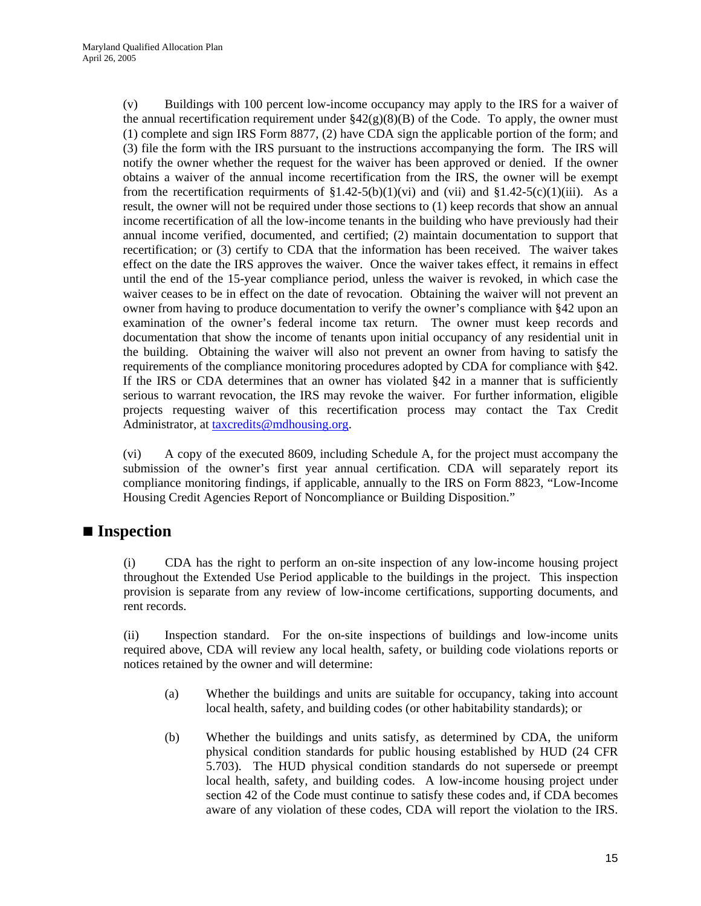(v) Buildings with 100 percent low-income occupancy may apply to the IRS for a waiver of the annual recertification requirement under §42(g)(8)(B) of the Code. To apply, the owner must (1) complete and sign IRS Form 8877, (2) have CDA sign the applicable portion of the form; and (3) file the form with the IRS pursuant to the instructions accompanying the form. The IRS will notify the owner whether the request for the waiver has been approved or denied. If the owner obtains a waiver of the annual income recertification from the IRS, the owner will be exempt from the recertification requirments of §1.42-5(b)(1)(vi) and (vii) and §1.42-5(c)(1)(iii). As a result, the owner will not be required under those sections to (1) keep records that show an annual income recertification of all the low-income tenants in the building who have previously had their annual income verified, documented, and certified; (2) maintain documentation to support that recertification; or (3) certify to CDA that the information has been received. The waiver takes effect on the date the IRS approves the waiver. Once the waiver takes effect, it remains in effect until the end of the 15-year compliance period, unless the waiver is revoked, in which case the waiver ceases to be in effect on the date of revocation. Obtaining the waiver will not prevent an owner from having to produce documentation to verify the owner's compliance with §42 upon an examination of the owner's federal income tax return. The owner must keep records and documentation that show the income of tenants upon initial occupancy of any residential unit in the building. Obtaining the waiver will also not prevent an owner from having to satisfy the requirements of the compliance monitoring procedures adopted by CDA for compliance with §42. If the IRS or CDA determines that an owner has violated §42 in a manner that is sufficiently serious to warrant revocation, the IRS may revoke the waiver. For further information, eligible projects requesting waiver of this recertification process may contact the Tax Credit Administrator, at taxcredits@mdhousing.org.

(vi) A copy of the executed 8609, including Schedule A, for the project must accompany the submission of the owner's first year annual certification. CDA will separately report its compliance monitoring findings, if applicable, annually to the IRS on Form 8823, "Low-Income Housing Credit Agencies Report of Noncompliance or Building Disposition."

## ■ Inspection

(i) CDA has the right to perform an on-site inspection of any low-income housing project throughout the Extended Use Period applicable to the buildings in the project. This inspection provision is separate from any review of low-income certifications, supporting documents, and rent records.

(ii) Inspection standard. For the on-site inspections of buildings and low-income units required above, CDA will review any local health, safety, or building code violations reports or notices retained by the owner and will determine:

(a) Whether the buildings and units are suitable for occupancy, taking into account local health, safety, and building codes (or other habitability standards); or

(b) Whether the buildings and units satisfy, as determined by CDA, the uniform physical condition standards for public housing established by HUD (24 CFR 5.703). The HUD physical condition standards do not supersede or preempt local health, safety, and building codes. A low-income housing project under section 42 of the Code must continue to satisfy these codes and, if CDA becomes aware of any violation of these codes, CDA will report the violation to the IRS.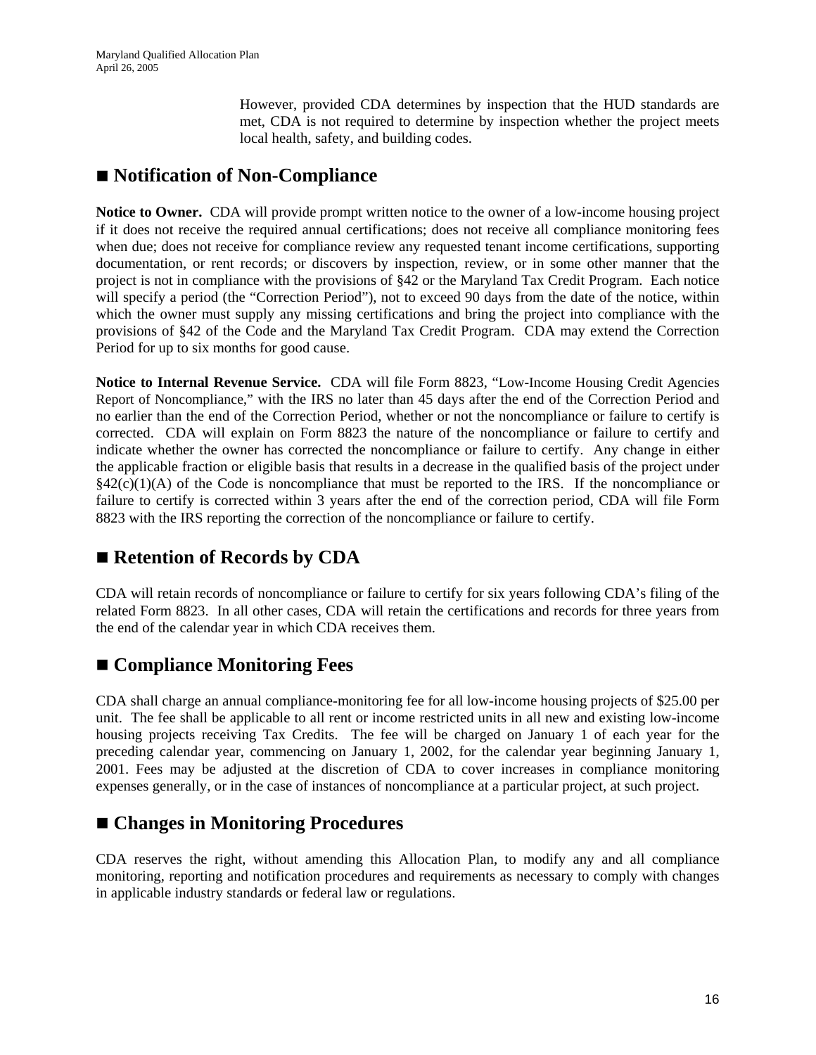However, provided CDA determines by inspection that the HUD standards are met, CDA is not required to determine by inspection whether the project meets local health, safety, and building codes.

## ■ Notification of Non-Compliance

**Notice to Owner.** CDA will provide prompt written notice to the owner of a low-income housing project if it does not receive the required annual certifications; does not receive all compliance monitoring fees when due; does not receive for compliance review any requested tenant income certifications, supporting documentation, or rent records; or discovers by inspection, review, or in some other manner that the project is not in compliance with the provisions of §42 or the Maryland Tax Credit Program. Each notice will specify a period (the "Correction Period"), not to exceed 90 days from the date of the notice, within which the owner must supply any missing certifications and bring the project into compliance with the provisions of §42 of the Code and the Maryland Tax Credit Program. CDA may extend the Correction Period for up to six months for good cause.

**Notice to Internal Revenue Service.** CDA will file Form 8823, "Low-Income Housing Credit Agencies Report of Noncompliance," with the IRS no later than 45 days after the end of the Correction Period and no earlier than the end of the Correction Period, whether or not the noncompliance or failure to certify is corrected. CDA will explain on Form 8823 the nature of the noncompliance or failure to certify and indicate whether the owner has corrected the noncompliance or failure to certify. Any change in either the applicable fraction or eligible basis that results in a decrease in the qualified basis of the project under §42(c)(1)(A) of the Code is noncompliance that must be reported to the IRS. If the noncompliance or failure to certify is corrected within 3 years after the end of the correction period, CDA will file Form 8823 with the IRS reporting the correction of the noncompliance or failure to certify.

## ■ Retention of Records by CDA

CDA will retain records of noncompliance or failure to certify for six years following CDA's filing of the related Form 8823. In all other cases, CDA will retain the certifications and records for three years from the end of the calendar year in which CDA receives them.

## ■ Compliance Monitoring Fees

CDA shall charge an annual compliance-monitoring fee for all low-income housing projects of $25.00 per unit. The fee shall be applicable to all rent or income restricted units in all new and existing low-income housing projects receiving Tax Credits. The fee will be charged on January 1 of each year for the preceding calendar year, commencing on January 1, 2002, for the calendar year beginning January 1, 2001. Fees may be adjusted at the discretion of CDA to cover increases in compliance monitoring expenses generally, or in the case of instances of noncompliance at a particular project, at such project.

## ■ Changes in Monitoring Procedures

CDA reserves the right, without amending this Allocation Plan, to modify any and all compliance monitoring, reporting and notification procedures and requirements as necessary to comply with changes in applicable industry standards or federal law or regulations.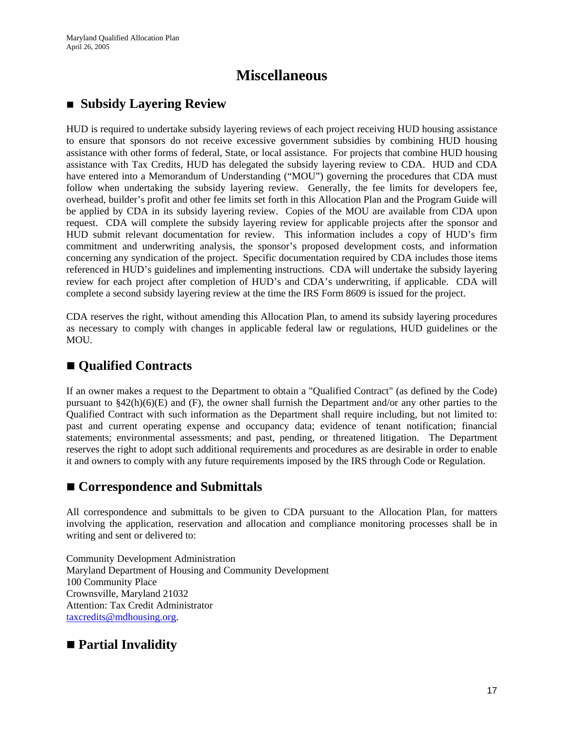# Miscellaneous

## ■ Subsidy Layering Review

HUD is required to undertake subsidy layering reviews of each project receiving HUD housing assistance to ensure that sponsors do not receive excessive government subsidies by combining HUD housing assistance with other forms of federal, State, or local assistance. For projects that combine HUD housing assistance with Tax Credits, HUD has delegated the subsidy layering review to CDA. HUD and CDA have entered into a Memorandum of Understanding ("MOU") governing the procedures that CDA must follow when undertaking the subsidy layering review. Generally, the fee limits for developers fee, overhead, builder's profit and other fee limits set forth in this Allocation Plan and the Program Guide will be applied by CDA in its subsidy layering review. Copies of the MOU are available from CDA upon request. CDA will complete the subsidy layering review for applicable projects after the sponsor and HUD submit relevant documentation for review. This information includes a copy of HUD's firm commitment and underwriting analysis, the sponsor's proposed development costs, and information concerning any syndication of the project. Specific documentation required by CDA includes those items referenced in HUD's guidelines and implementing instructions. CDA will undertake the subsidy layering review for each project after completion of HUD's and CDA's underwriting, if applicable. CDA will complete a second subsidy layering review at the time the IRS Form 8609 is issued for the project.

CDA reserves the right, without amending this Allocation Plan, to amend its subsidy layering procedures as necessary to comply with changes in applicable federal law or regulations, HUD guidelines or the MOU.

## ■ Qualified Contracts

If an owner makes a request to the Department to obtain a "Qualified Contract" (as defined by the Code) pursuant to §42(h)(6)(E) and (F), the owner shall furnish the Department and/or any other parties to the Qualified Contract with such information as the Department shall require including, but not limited to: past and current operating expense and occupancy data; evidence of tenant notification; financial statements; environmental assessments; and past, pending, or threatened litigation. The Department reserves the right to adopt such additional requirements and procedures as are desirable in order to enable it and owners to comply with any future requirements imposed by the IRS through Code or Regulation.

## ■ Correspondence and Submittals

All correspondence and submittals to be given to CDA pursuant to the Allocation Plan, for matters involving the application, reservation and allocation and compliance monitoring processes shall be in writing and sent or delivered to:

Community Development Administration
Maryland Department of Housing and Community Development
100 Community Place
Crownsville, Maryland 21032
Attention: Tax Credit Administrator
taxcredits@mdhousing.org.

## ■ Partial Invalidity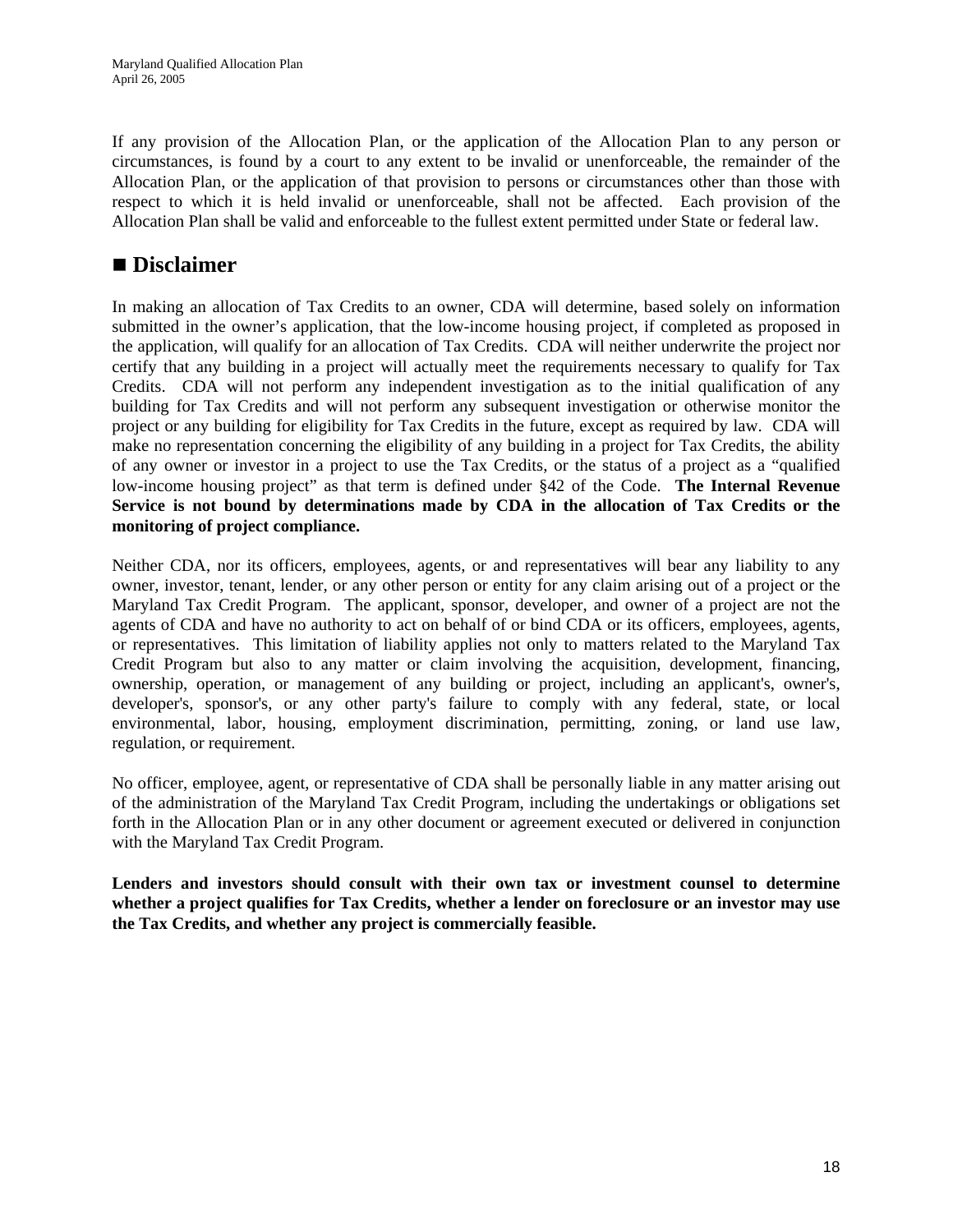If any provision of the Allocation Plan, or the application of the Allocation Plan to any person or circumstances, is found by a court to any extent to be invalid or unenforceable, the remainder of the Allocation Plan, or the application of that provision to persons or circumstances other than those with respect to which it is held invalid or unenforceable, shall not be affected. Each provision of the Allocation Plan shall be valid and enforceable to the fullest extent permitted under State or federal law.

## ■ Disclaimer

In making an allocation of Tax Credits to an owner, CDA will determine, based solely on information submitted in the owner's application, that the low-income housing project, if completed as proposed in the application, will qualify for an allocation of Tax Credits. CDA will neither underwrite the project nor certify that any building in a project will actually meet the requirements necessary to qualify for Tax Credits. CDA will not perform any independent investigation as to the initial qualification of any building for Tax Credits and will not perform any subsequent investigation or otherwise monitor the project or any building for eligibility for Tax Credits in the future, except as required by law. CDA will make no representation concerning the eligibility of any building in a project for Tax Credits, the ability of any owner or investor in a project to use the Tax Credits, or the status of a project as a "qualified low-income housing project" as that term is defined under §42 of the Code. **The Internal Revenue Service is not bound by determinations made by CDA in the allocation of Tax Credits or the monitoring of project compliance.**

Neither CDA, nor its officers, employees, agents, or and representatives will bear any liability to any owner, investor, tenant, lender, or any other person or entity for any claim arising out of a project or the Maryland Tax Credit Program. The applicant, sponsor, developer, and owner of a project are not the agents of CDA and have no authority to act on behalf of or bind CDA or its officers, employees, agents, or representatives. This limitation of liability applies not only to matters related to the Maryland Tax Credit Program but also to any matter or claim involving the acquisition, development, financing, ownership, operation, or management of any building or project, including an applicant's, owner's, developer's, sponsor's, or any other party's failure to comply with any federal, state, or local environmental, labor, housing, employment discrimination, permitting, zoning, or land use law, regulation, or requirement.

No officer, employee, agent, or representative of CDA shall be personally liable in any matter arising out of the administration of the Maryland Tax Credit Program, including the undertakings or obligations set forth in the Allocation Plan or in any other document or agreement executed or delivered in conjunction with the Maryland Tax Credit Program.

**Lenders and investors should consult with their own tax or investment counsel to determine whether a project qualifies for Tax Credits, whether a lender on foreclosure or an investor may use the Tax Credits, and whether any project is commercially feasible.**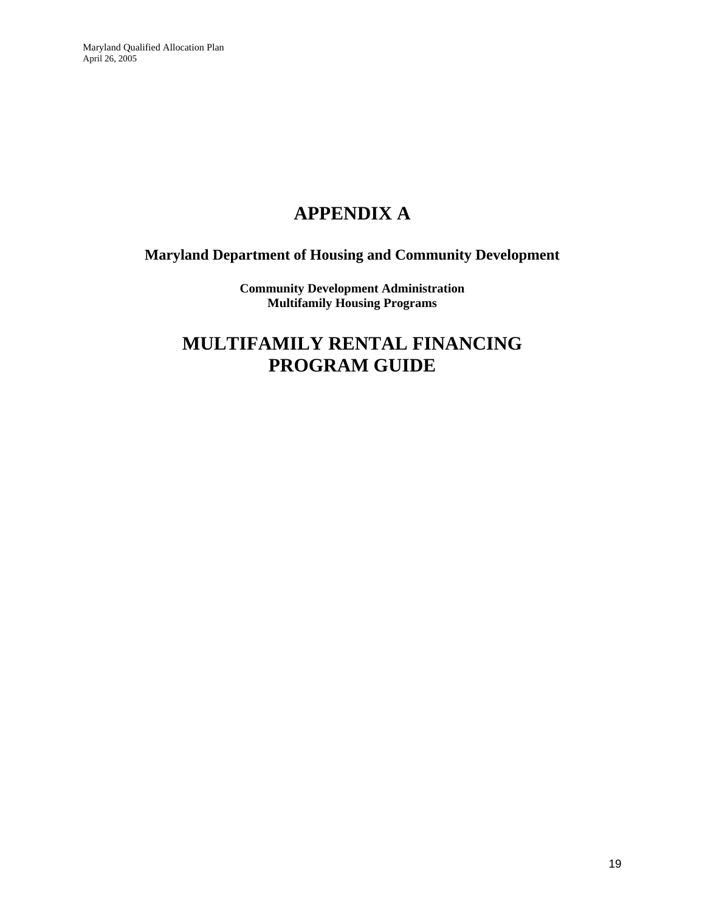# APPENDIX A

## Maryland Department of Housing and Community Development

### Community Development Administration
### Multifamily Housing Programs

# MULTIFAMILY RENTAL FINANCING PROGRAM GUIDE